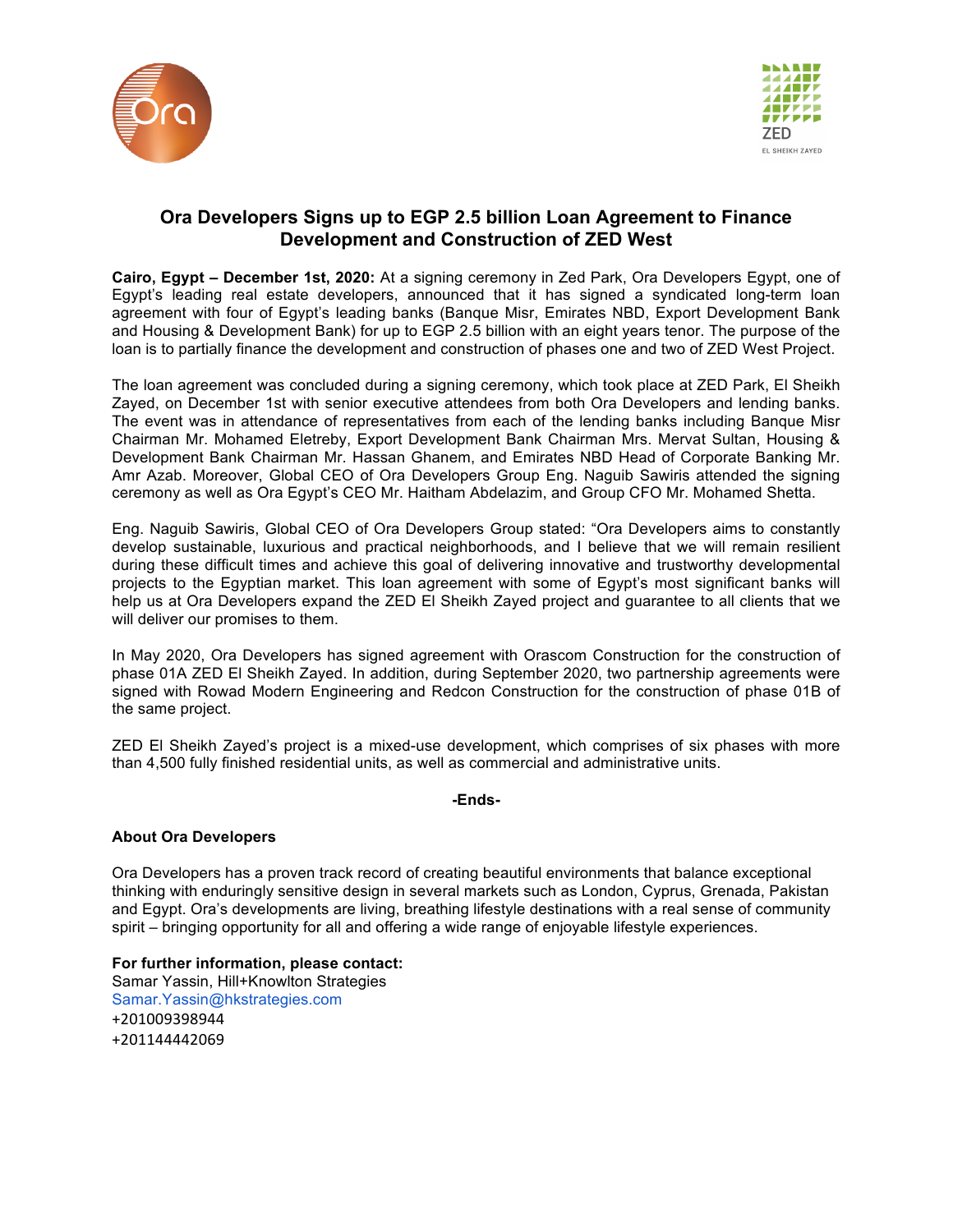# Ora Developers Signs up to EGP 2.5 billion Loan Agreement to Finance Development and Construction of ZED West

**Cairo, Egypt – December 1st, 2020:** At a signing ceremony in Zed Park, Ora Developers Egypt, one of Egypt's leading real estate developers, announced that it has signed a syndicated long-term loan agreement with four of Egypt's leading banks (Banque Misr, Emirates NBD, Export Development Bank and Housing & Development Bank) for up to EGP 2.5 billion with an eight years tenor. The purpose of the loan is to partially finance the development and construction of phases one and two of ZED West Project.

The loan agreement was concluded during a signing ceremony, which took place at ZED Park, El Sheikh Zayed, on December 1st with senior executive attendees from both Ora Developers and lending banks. The event was in attendance of representatives from each of the lending banks including Banque Misr Chairman Mr. Mohamed Eletreby, Export Development Bank Chairman Mrs. Mervat Sultan, Housing & Development Bank Chairman Mr. Hassan Ghanem, and Emirates NBD Head of Corporate Banking Mr. Amr Azab. Moreover, Global CEO of Ora Developers Group Eng. Naguib Sawiris attended the signing ceremony as well as Ora Egypt's CEO Mr. Haitham Abdelazim, and Group CFO Mr. Mohamed Shetta.

Eng. Naguib Sawiris, Global CEO of Ora Developers Group stated: "Ora Developers aims to constantly develop sustainable, luxurious and practical neighborhoods, and I believe that we will remain resilient during these difficult times and achieve this goal of delivering innovative and trustworthy developmental projects to the Egyptian market. This loan agreement with some of Egypt's most significant banks will help us at Ora Developers expand the ZED El Sheikh Zayed project and guarantee to all clients that we will deliver our promises to them.

In May 2020, Ora Developers has signed agreement with Orascom Construction for the construction of phase 01A ZED El Sheikh Zayed. In addition, during September 2020, two partnership agreements were signed with Rowad Modern Engineering and Redcon Construction for the construction of phase 01B of the same project.

ZED El Sheikh Zayed's project is a mixed-use development, which comprises of six phases with more than 4,500 fully finished residential units, as well as commercial and administrative units.

**-Ends-**

**About Ora Developers**

Ora Developers has a proven track record of creating beautiful environments that balance exceptional thinking with enduringly sensitive design in several markets such as London, Cyprus, Grenada, Pakistan and Egypt. Ora's developments are living, breathing lifestyle destinations with a real sense of community spirit – bringing opportunity for all and offering a wide range of enjoyable lifestyle experiences.

**For further information, please contact:**
Samar Yassin, Hill+Knowlton Strategies
Samar.Yassin@hkstrategies.com
+201009398944
+201144442069